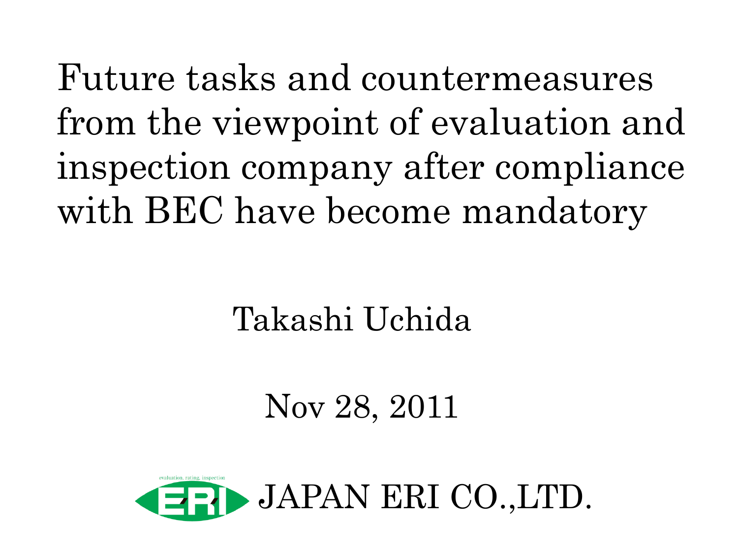# Future tasks and countermeasures from the viewpoint of evaluation and inspection company after compliance with BEC have become mandatory

Takashi Uchida

Nov 28, 2011

evaluation, rating, inspection

ERI JAPAN ERI CO.,LTD.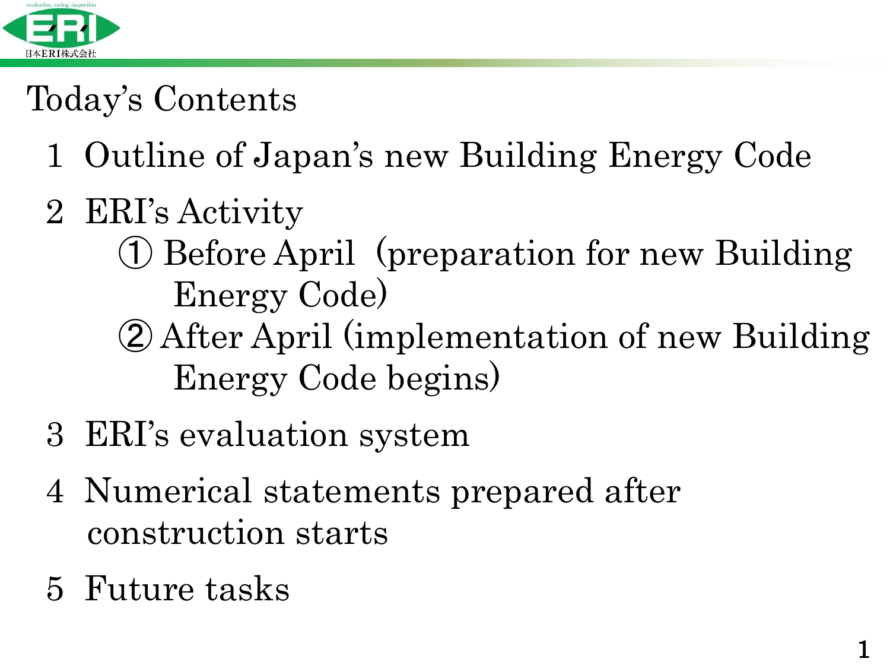# Today's Contents

1 Outline of Japan's new Building Energy Code

2 ERI's Activity

① Before April（preparation for new Building Energy Code)

② After April (implementation of new Building Energy Code begins)

3 ERI's evaluation system

4 Numerical statements prepared after construction starts

5 Future tasks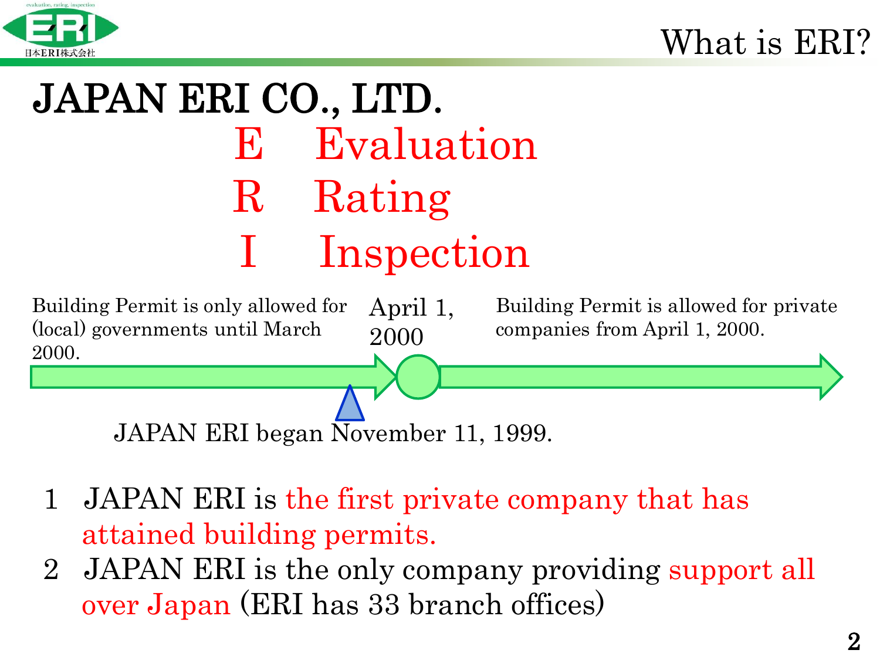# What is ERI?

## JAPAN ERI CO., LTD.

E Evaluation

R Rating

I Inspection

Building Permit is only allowed for (local) governments until March 2000.

April 1, 2000

Building Permit is allowed for private companies from April 1, 2000.

JAPAN ERI began November 11, 1999.

1 JAPAN ERI is the first private company that has attained building permits.

2 JAPAN ERI is the only company providing support all over Japan (ERI has 33 branch offices)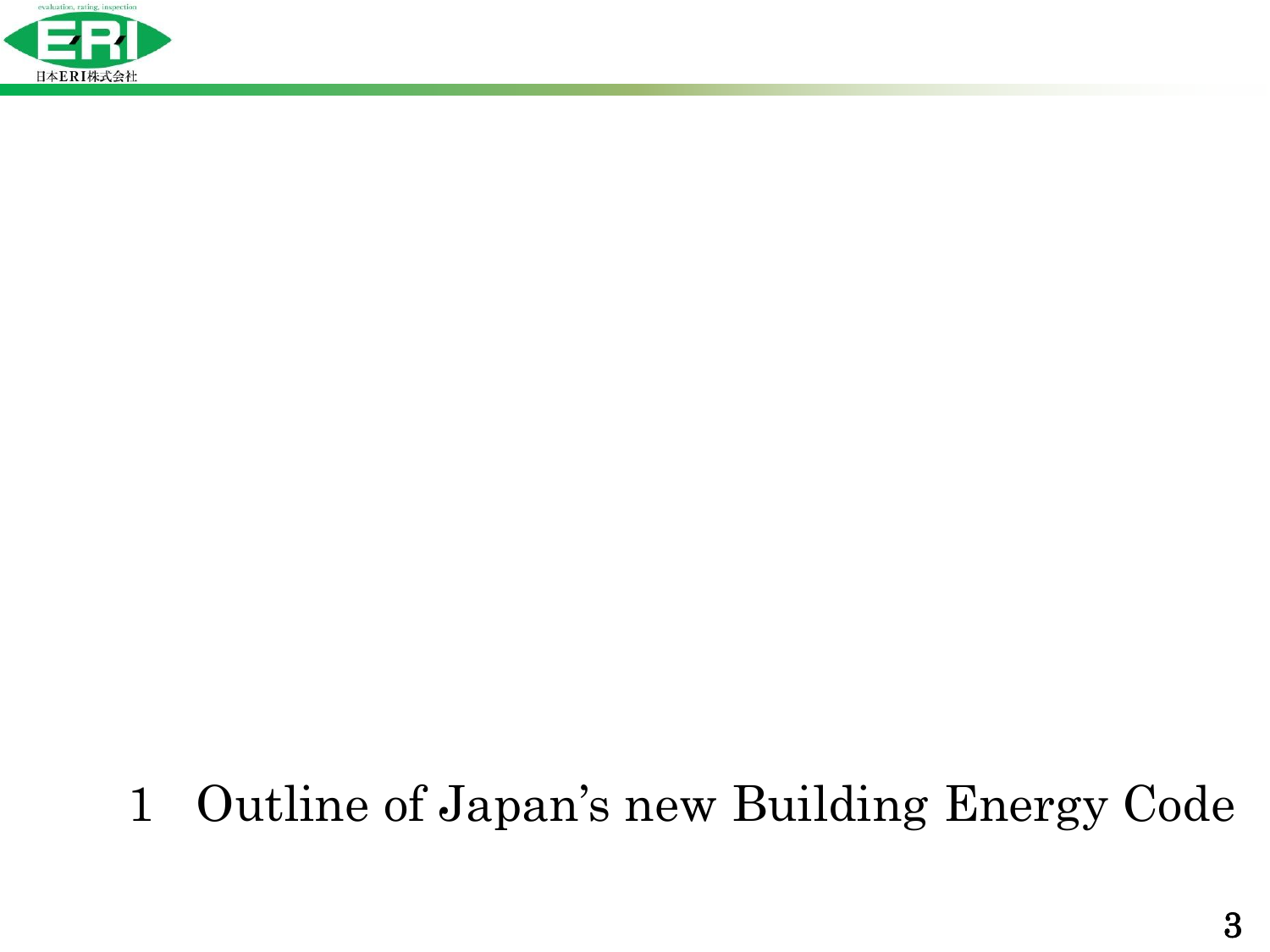# 1　Outline of Japan's new Building Energy Code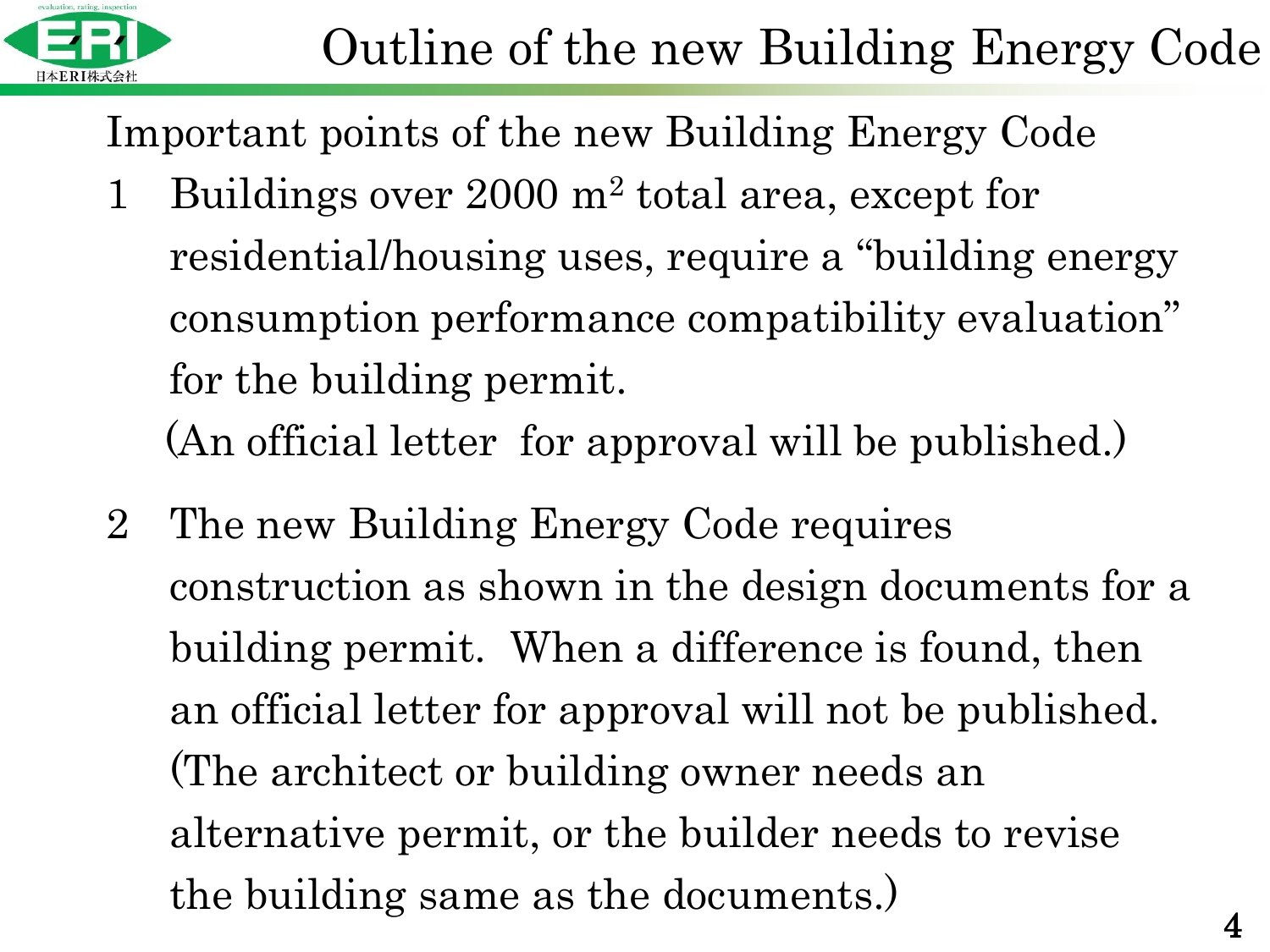# Outline of the new Building Energy Code

Important points of the new Building Energy Code

1. Buildings over 2000 $m^2$ total area, except for residential/housing uses, require a "building energy consumption performance compatibility evaluation" for the building permit.
   (An official letter for approval will be published.)

2. The new Building Energy Code requires construction as shown in the design documents for a building permit. When a difference is found, then an official letter for approval will not be published. (The architect or building owner needs an alternative permit, or the builder needs to revise the building same as the documents.)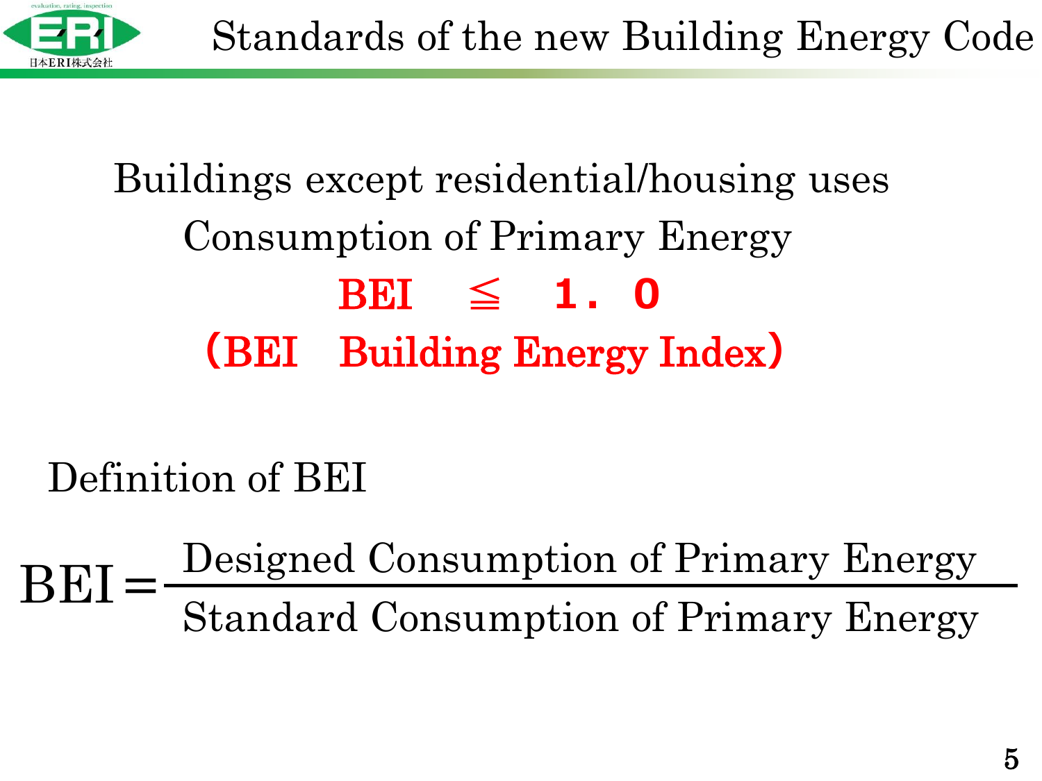# Standards of the new Building Energy Code

Buildings except residential/housing uses

Consumption of Primary Energy

**BEI　≦　1．0**

**（BEI　Building Energy Index）**

Definition of BEI

$$\text{BEI} = \frac{\text{Designed Consumption of Primary Energy}}{\text{Standard Consumption of Primary Energy}}$$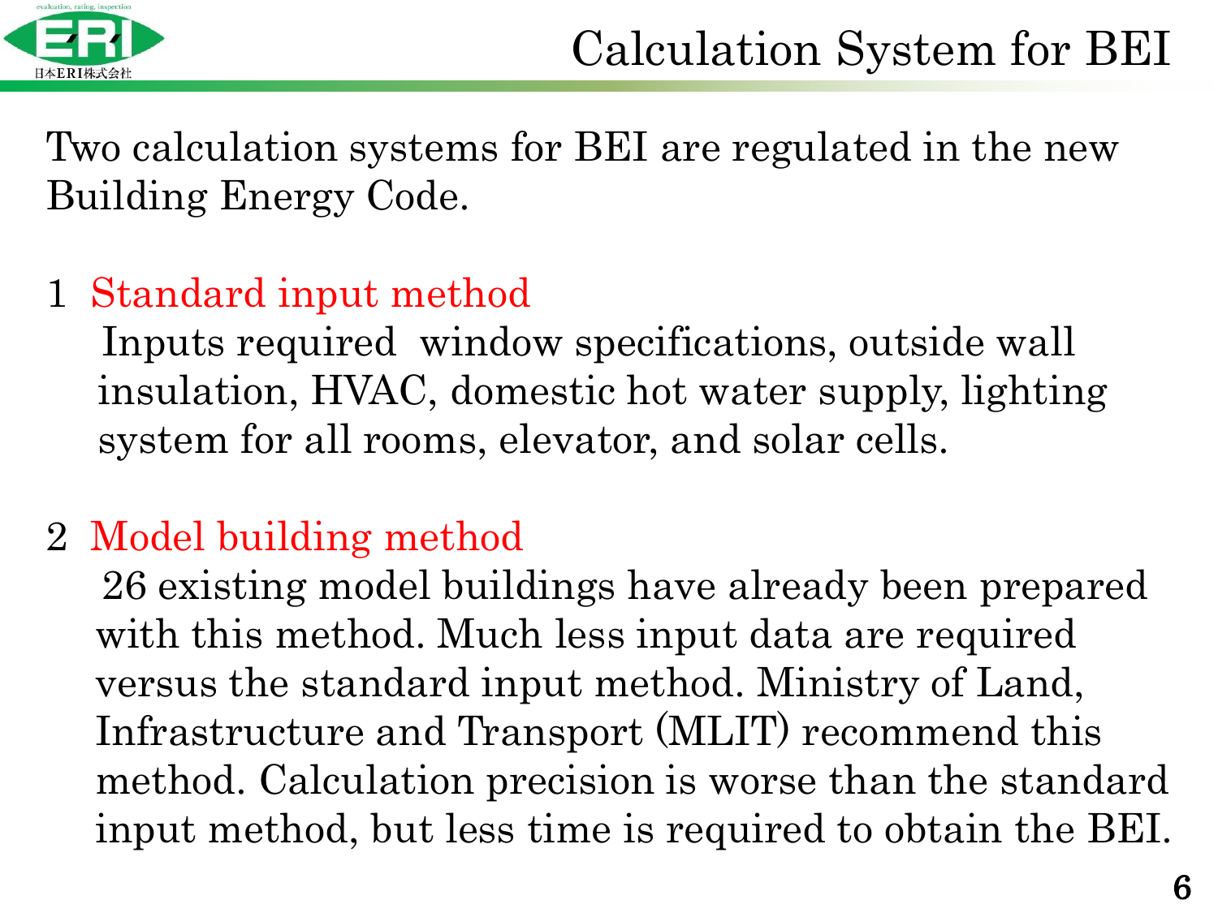# Calculation System for BEI

Two calculation systems for BEI are regulated in the new Building Energy Code.

1 Standard input method

Inputs required window specifications, outside wall insulation, HVAC, domestic hot water supply, lighting system for all rooms, elevator, and solar cells.

2 Model building method

26 existing model buildings have already been prepared with this method. Much less input data are required versus the standard input method. Ministry of Land, Infrastructure and Transport (MLIT) recommend this method. Calculation precision is worse than the standard input method, but less time is required to obtain the BEI.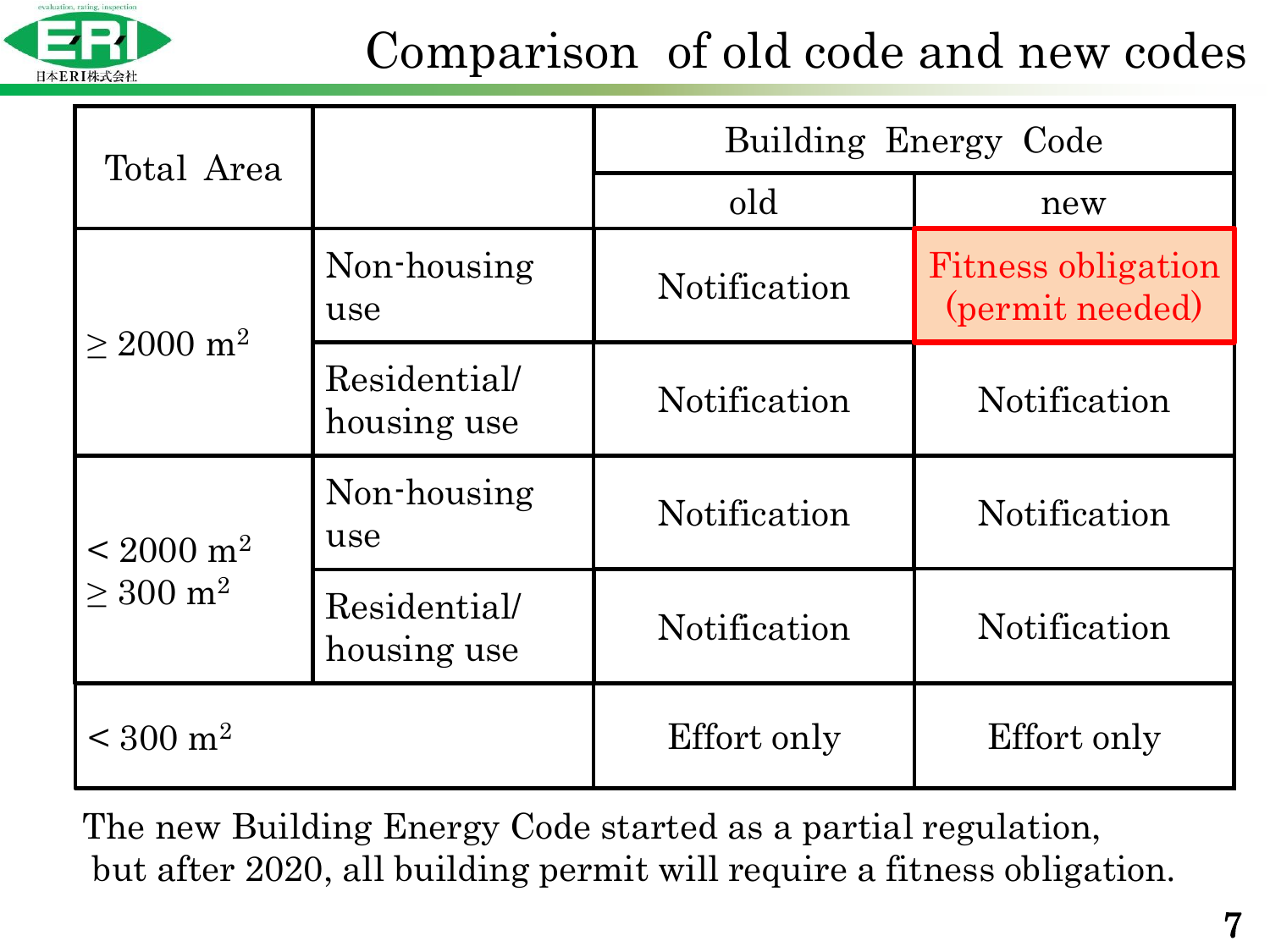# Comparison of old code and new codes

| Total Area | | Building Energy Code | |
|---|---|---|---|
| | | old | new |
| $\geq 2000\ m^2$ | Non-housing use | Notification | Fitness obligation (permit needed) |
| | Residential/ housing use | Notification | Notification |
| $< 2000\ m^2$ $\geq 300\ m^2$ | Non-housing use | Notification | Notification |
| | Residential/ housing use | Notification | Notification |
| $< 300\ m^2$ | | Effort only | Effort only |

The new Building Energy Code started as a partial regulation, but after 2020, all building permit will require a fitness obligation.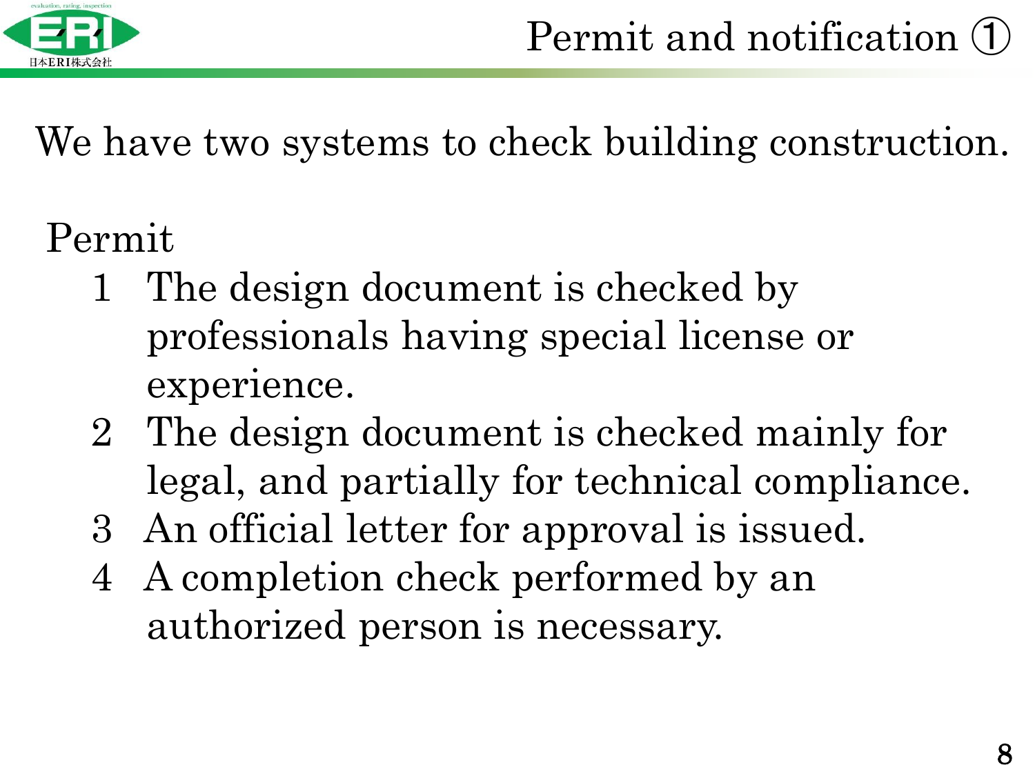# Permit and notification ①

We have two systems to check building construction.

Permit

1. The design document is checked by professionals having special license or experience.
2. The design document is checked mainly for legal, and partially for technical compliance.
3. An official letter for approval is issued.
4. A completion check performed by an authorized person is necessary.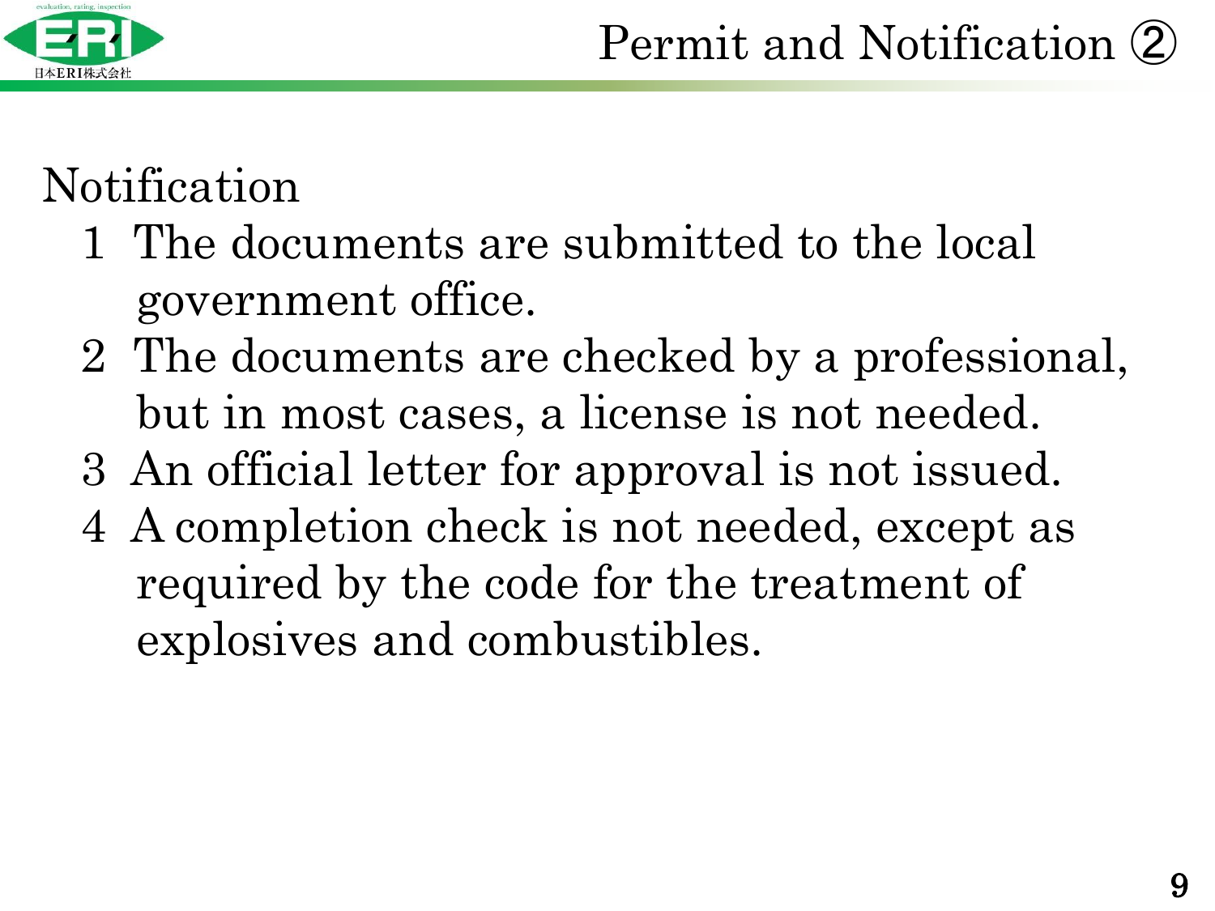# Permit and Notification ②

## Notification

1. The documents are submitted to the local government office.
2. The documents are checked by a professional, but in most cases, a license is not needed.
3. An official letter for approval is not issued.
4. A completion check is not needed, except as required by the code for the treatment of explosives and combustibles.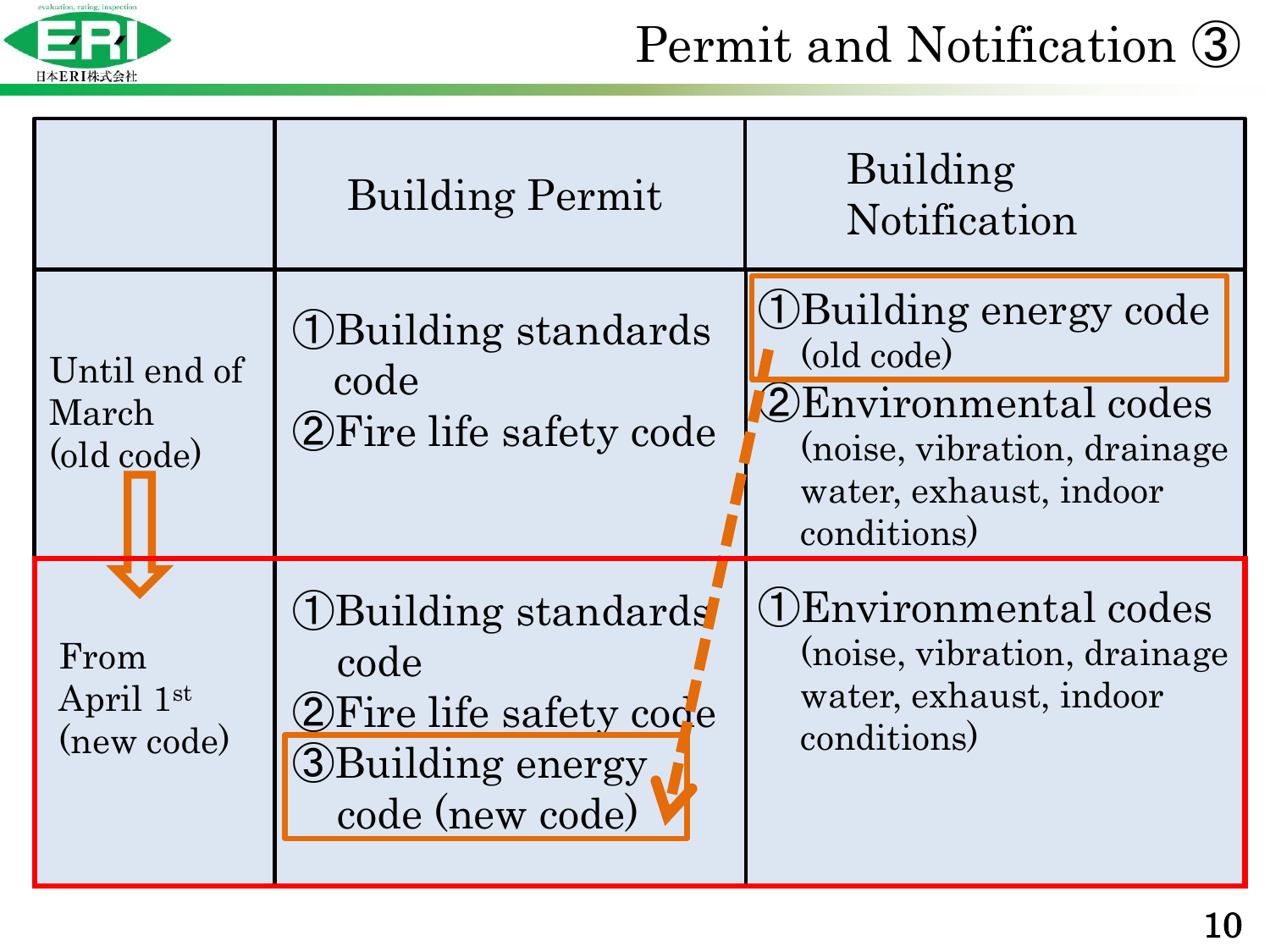# Permit and Notification ③

| | Building Permit | Building Notification |
|---|---|---|
| Until end of March (old code) | ①Building standards code<br>②Fire life safety code | ①Building energy code (old code)<br>②Environmental codes (noise, vibration, drainage water, exhaust, indoor conditions) |
| From April 1st (new code) | ①Building standards code<br>②Fire life safety code<br>③Building energy code (new code) | ①Environmental codes (noise, vibration, drainage water, exhaust, indoor conditions) |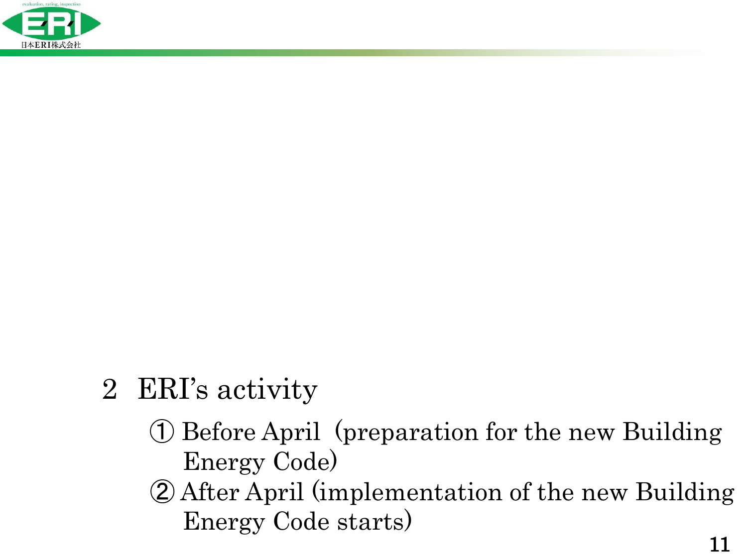## 2 ERI's activity

① Before April（preparation for the new Building Energy Code）

② After April (implementation of the new Building Energy Code starts)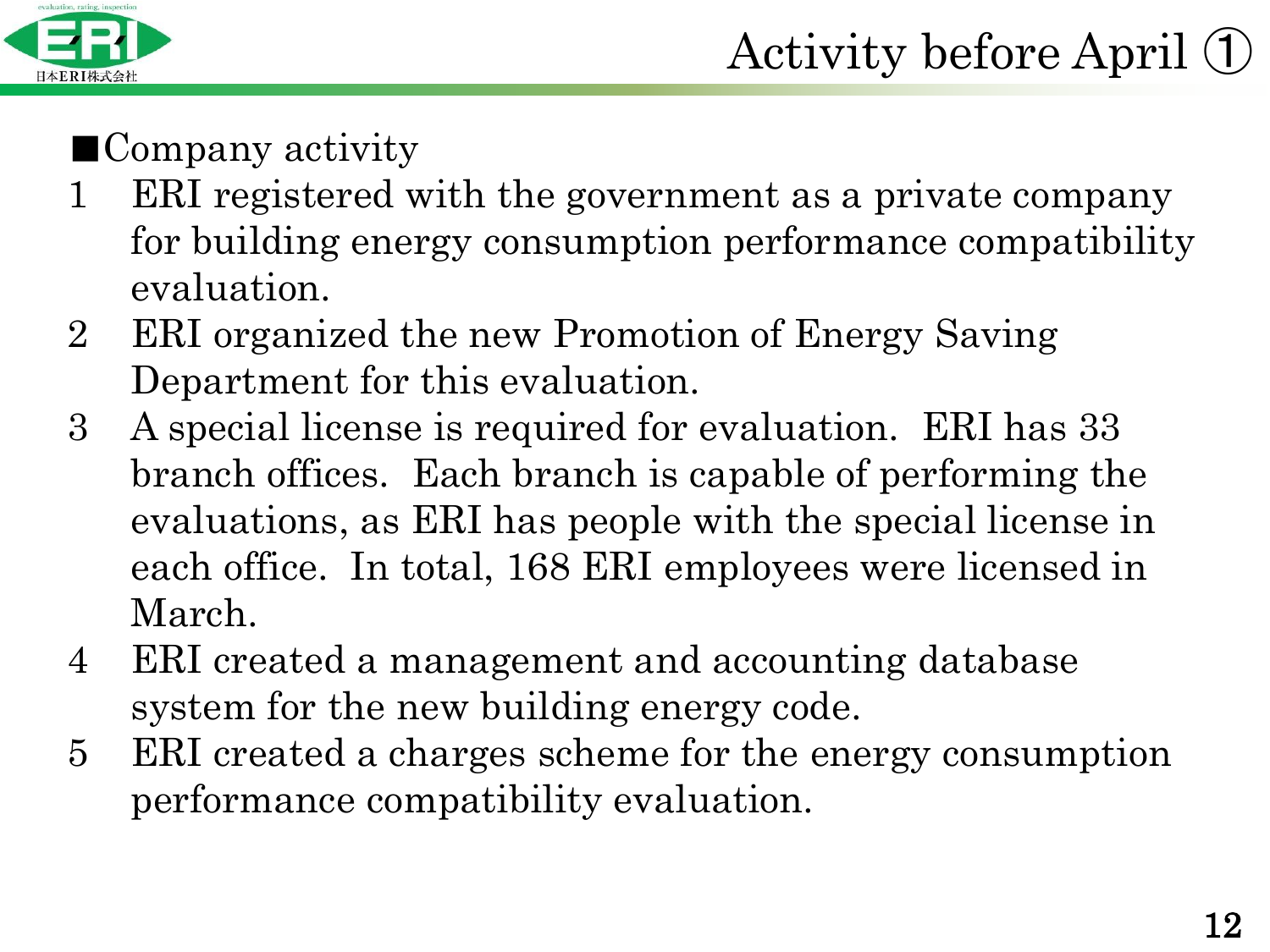# Activity before April ①

■Company activity

1. ERI registered with the government as a private company for building energy consumption performance compatibility evaluation.
2. ERI organized the new Promotion of Energy Saving Department for this evaluation.
3. A special license is required for evaluation. ERI has 33 branch offices. Each branch is capable of performing the evaluations, as ERI has people with the special license in each office. In total, 168 ERI employees were licensed in March.
4. ERI created a management and accounting database system for the new building energy code.
5. ERI created a charges scheme for the energy consumption performance compatibility evaluation.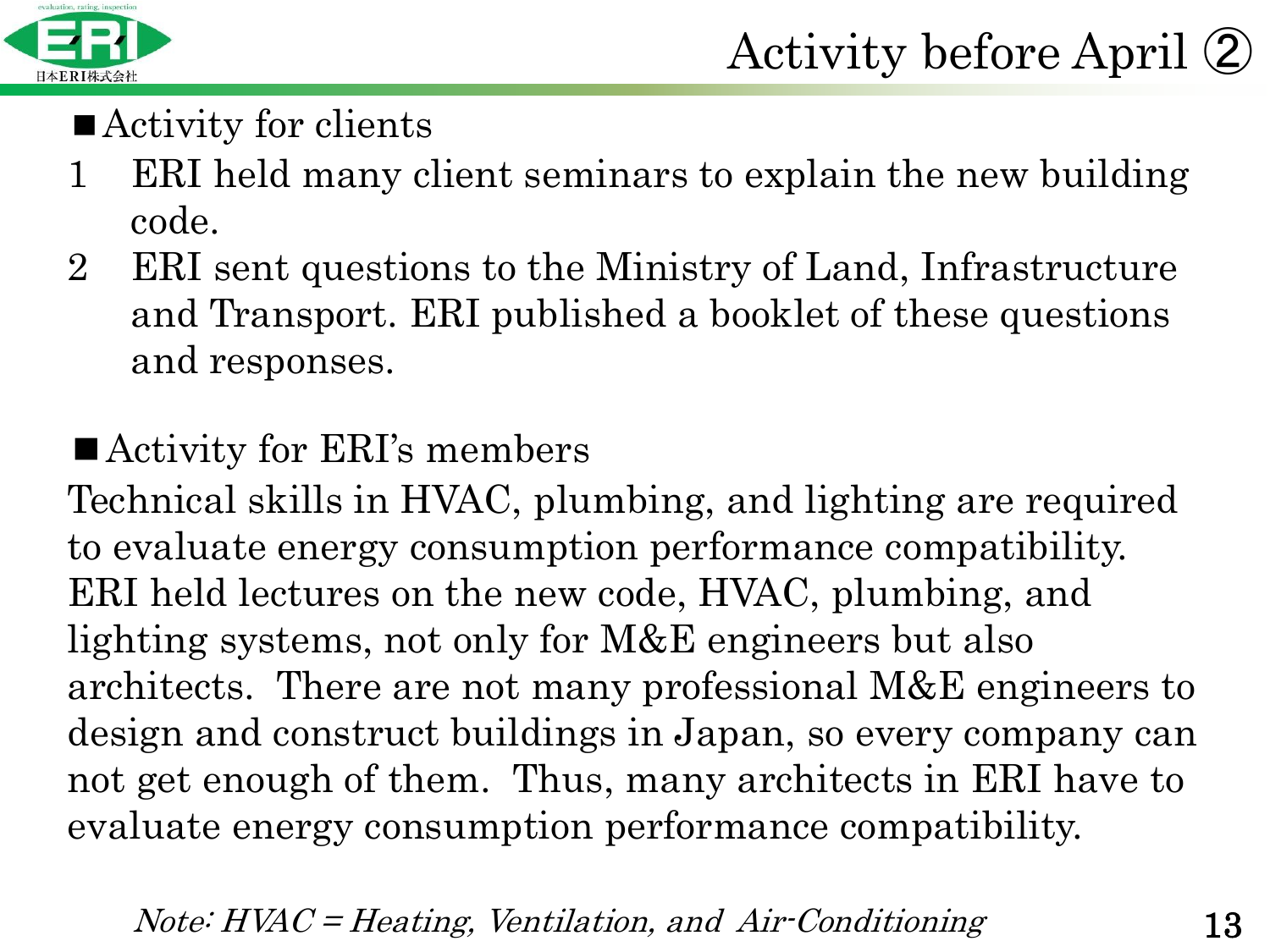# Activity before April ②

■ Activity for clients

1. ERI held many client seminars to explain the new building code.
2. ERI sent questions to the Ministry of Land, Infrastructure and Transport. ERI published a booklet of these questions and responses.

■ Activity for ERI's members

Technical skills in HVAC, plumbing, and lighting are required to evaluate energy consumption performance compatibility. ERI held lectures on the new code, HVAC, plumbing, and lighting systems, not only for M&E engineers but also architects. There are not many professional M&E engineers to design and construct buildings in Japan, so every company can not get enough of them. Thus, many architects in ERI have to evaluate energy consumption performance compatibility.

*Note: HVAC = Heating, Ventilation, and Air-Conditioning*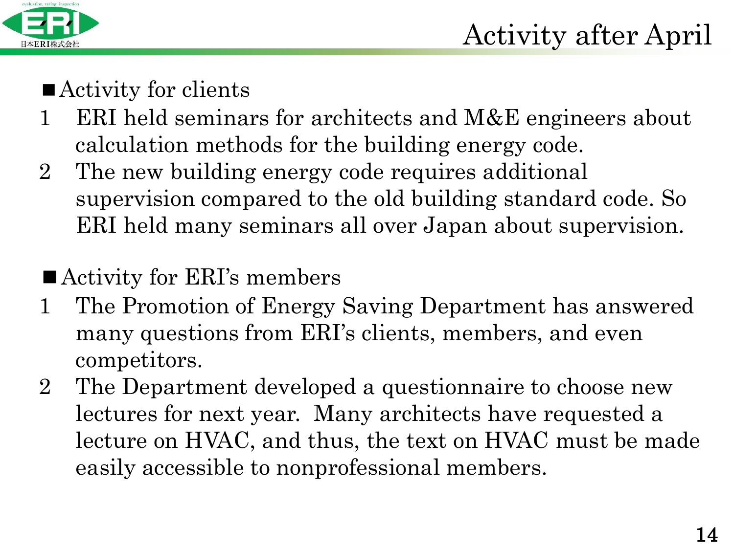# Activity after April

- Activity for clients

1. ERI held seminars for architects and M&E engineers about calculation methods for the building energy code.
2. The new building energy code requires additional supervision compared to the old building standard code. So ERI held many seminars all over Japan about supervision.

- Activity for ERI's members

1. The Promotion of Energy Saving Department has answered many questions from ERI's clients, members, and even competitors.
2. The Department developed a questionnaire to choose new lectures for next year. Many architects have requested a lecture on HVAC, and thus, the text on HVAC must be made easily accessible to nonprofessional members.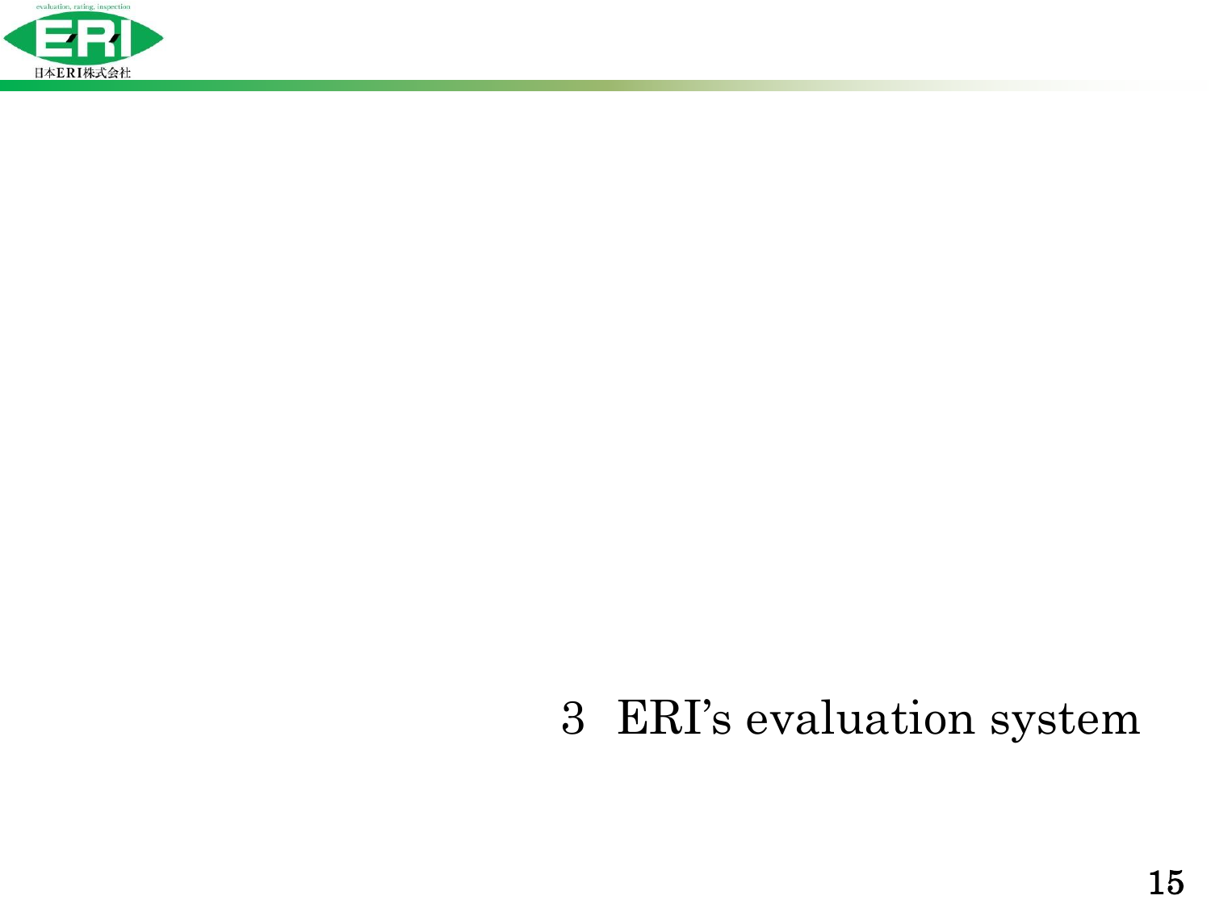# 3 ERI's evaluation system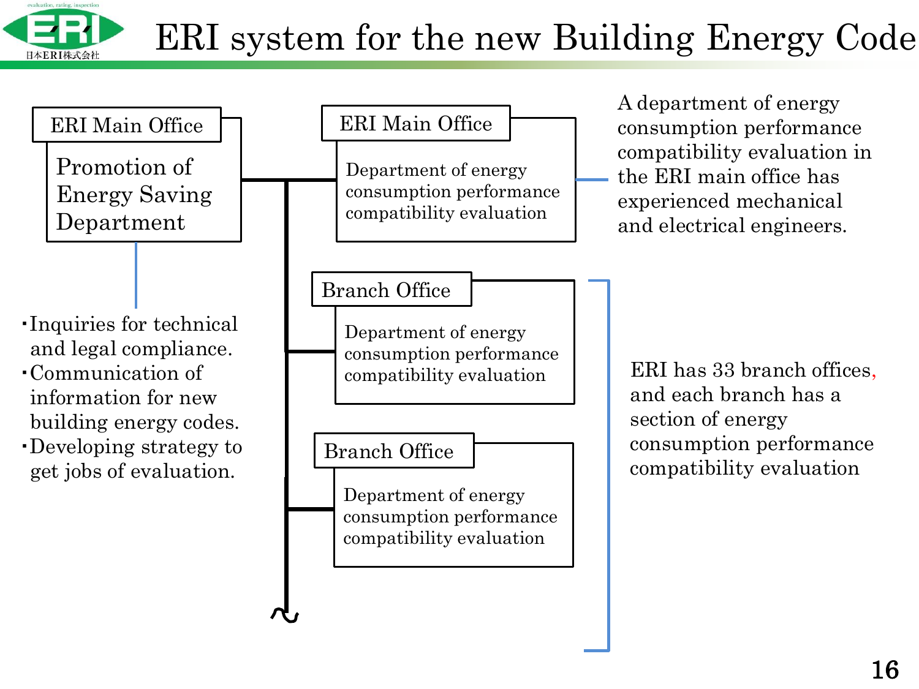# ERI system for the new Building Energy Code

**ERI Main Office**

Promotion of Energy Saving Department

- Inquiries for technical and legal compliance.
- Communication of information for new building energy codes.
- Developing strategy to get jobs of evaluation.

**ERI Main Office**

Department of energy consumption performance compatibility evaluation

A department of energy consumption performance compatibility evaluation in the ERI main office has experienced mechanical and electrical engineers.

**Branch Office**

Department of energy consumption performance compatibility evaluation

**Branch Office**

Department of energy consumption performance compatibility evaluation

ERI has 33 branch offices, and each branch has a section of energy consumption performance compatibility evaluation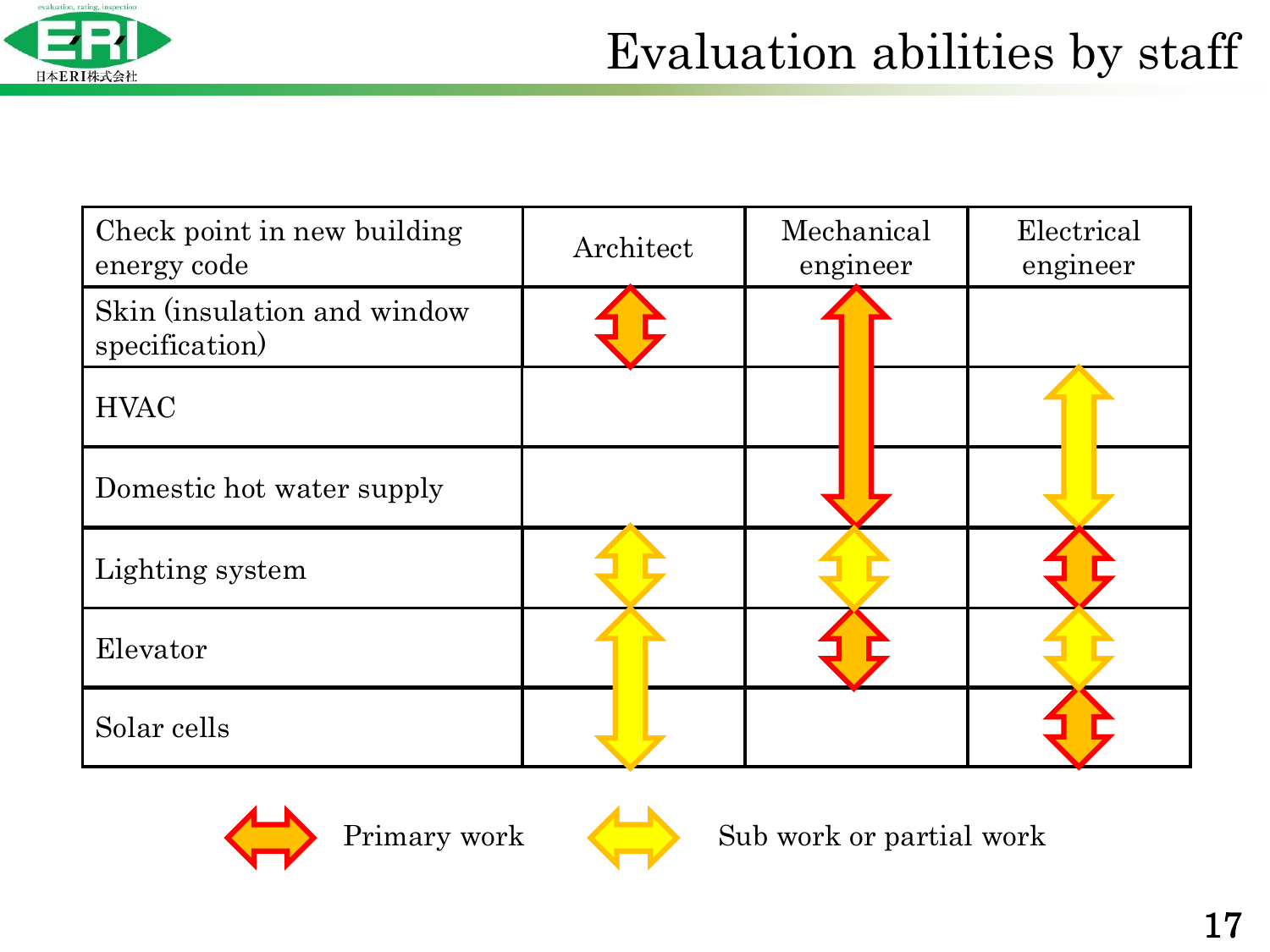# Evaluation abilities by staff

| Check point in new building energy code | Architect | Mechanical engineer | Electrical engineer |
|---|---|---|---|
| Skin (insulation and window specification) | Primary work | Primary work | |
| HVAC | | Primary work | Sub work or partial work |
| Domestic hot water supply | | Primary work | Sub work or partial work |
| Lighting system | Sub work or partial work | Sub work or partial work | Primary work |
| Elevator | Sub work or partial work | Primary work | Sub work or partial work |
| Solar cells | Sub work or partial work | | Primary work |

Primary work    Sub work or partial work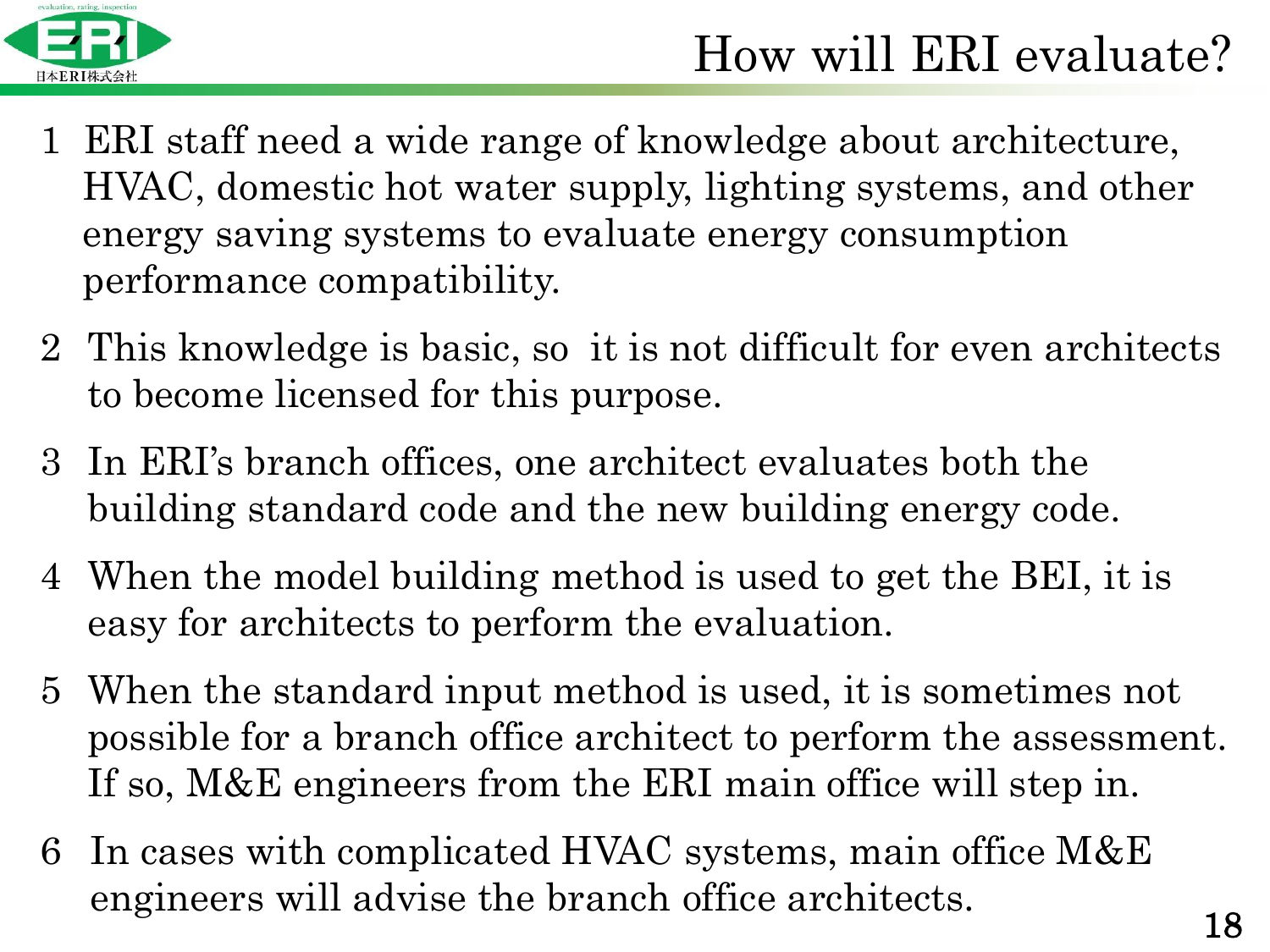# How will ERI evaluate?

1. ERI staff need a wide range of knowledge about architecture, HVAC, domestic hot water supply, lighting systems, and other energy saving systems to evaluate energy consumption performance compatibility.

2. This knowledge is basic, so it is not difficult for even architects to become licensed for this purpose.

3. In ERI's branch offices, one architect evaluates both the building standard code and the new building energy code.

4. When the model building method is used to get the BEI, it is easy for architects to perform the evaluation.

5. When the standard input method is used, it is sometimes not possible for a branch office architect to perform the assessment. If so, M&E engineers from the ERI main office will step in.

6. In cases with complicated HVAC systems, main office M&E engineers will advise the branch office architects.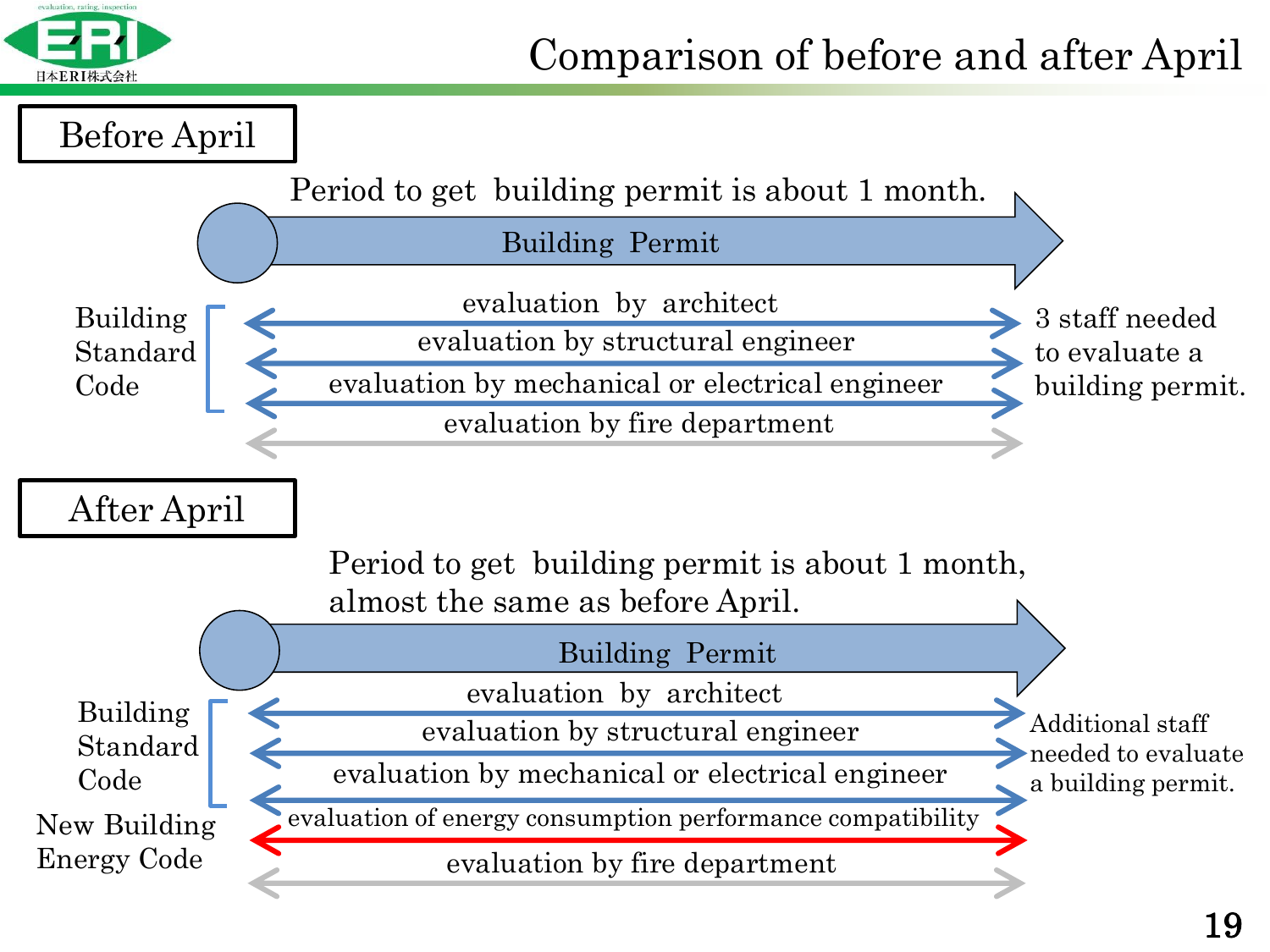# Comparison of before and after April

## Before April

Period to get building permit is about 1 month.

**Building Permit**

Building Standard Code:

- evaluation by architect
- evaluation by structural engineer
- evaluation by mechanical or electrical engineer

3 staff needed to evaluate a building permit.

- evaluation by fire department

## After April

Period to get building permit is about 1 month, almost the same as before April.

**Building Permit**

Building Standard Code:

- evaluation by architect
- evaluation by structural engineer
- evaluation by mechanical or electrical engineer

New Building Energy Code:

- evaluation of energy consumption performance compatibility

Additional staff needed to evaluate a building permit.

- evaluation by fire department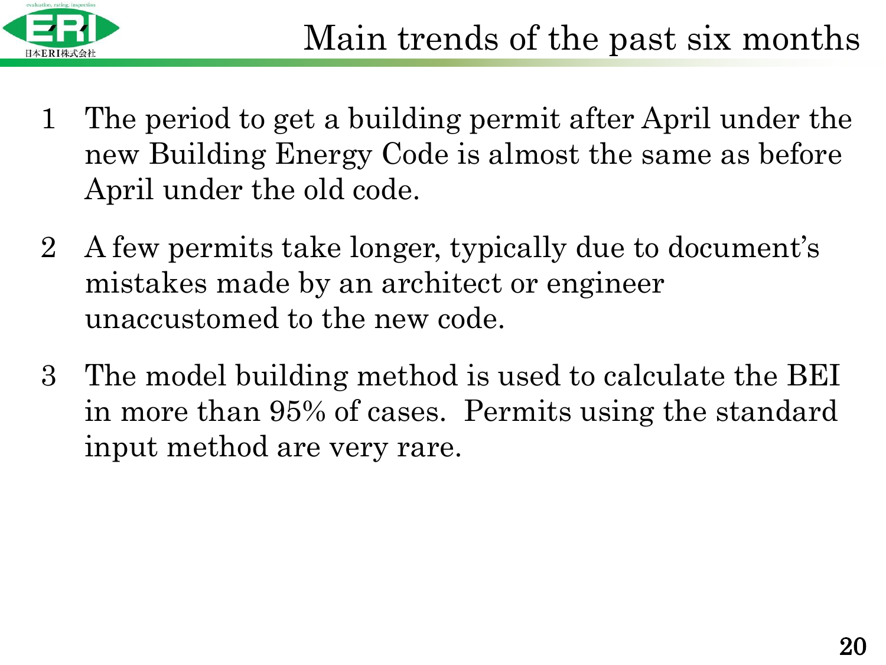# Main trends of the past six months

1. The period to get a building permit after April under the new Building Energy Code is almost the same as before April under the old code.

2. A few permits take longer, typically due to document's mistakes made by an architect or engineer unaccustomed to the new code.

3. The model building method is used to calculate the BEI in more than 95% of cases. Permits using the standard input method are very rare.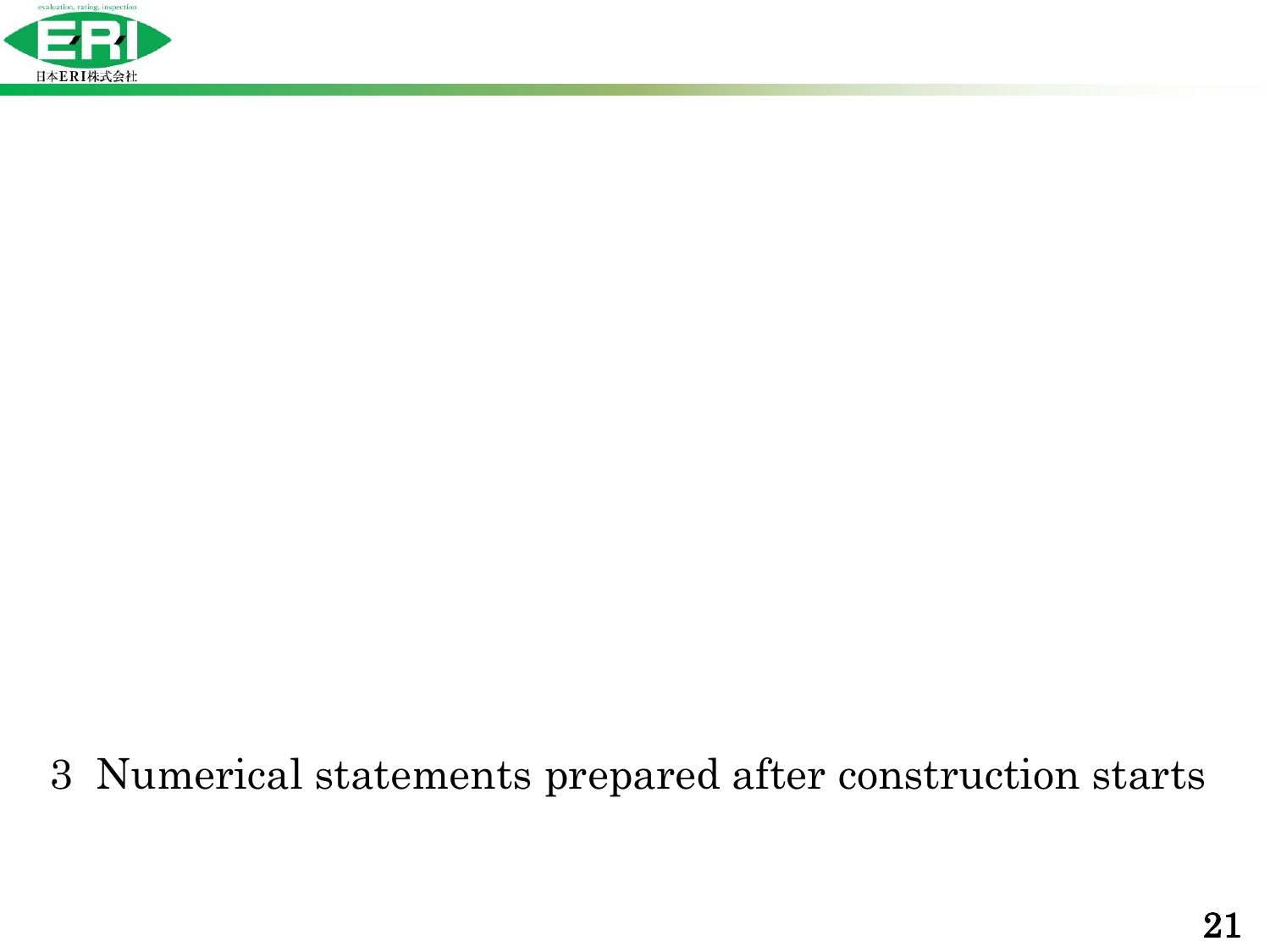# 3 Numerical statements prepared after construction starts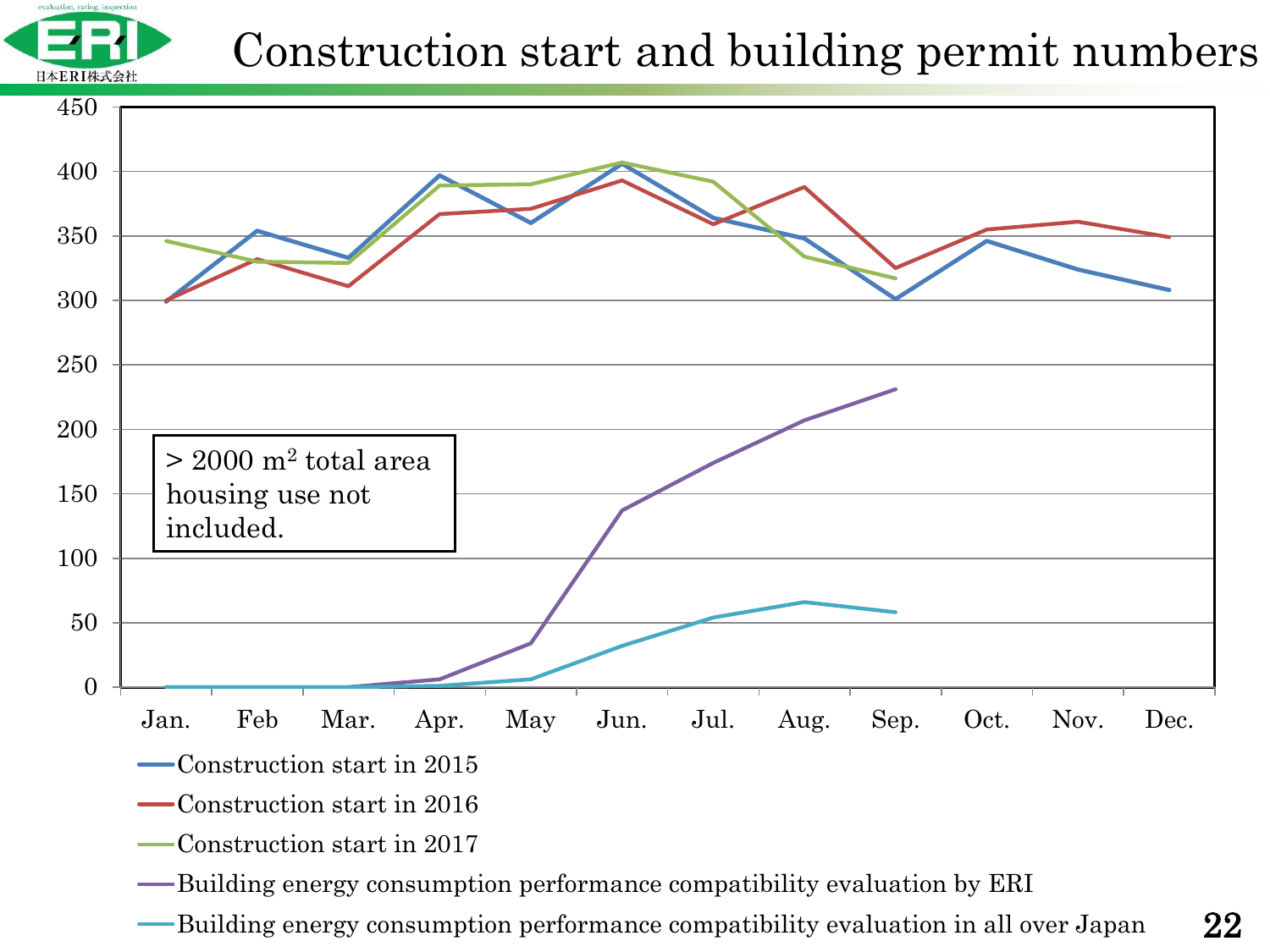# Construction start and building permit numbers

> 2000 m² total area housing use not included.

| Month | Construction start in 2015 | Construction start in 2016 | Construction start in 2017 | Building energy consumption performance compatibility evaluation by ERI | Building energy consumption performance compatibility evaluation in all over Japan |
|---|---|---|---|---|---|
| Jan. | 299 | 299 | 346 | 0 | 0 |
| Feb | 354 | 332 | 330 | 0 | 0 |
| Mar. | 333 | 311 | 329 | 0 | 0 |
| Apr. | 397 | 367 | 389 | 6 | 1 |
| May | 360 | 371 | 390 | 34 | 6 |
| Jun. | 406 | 393 | 407 | 137 | 32 |
| Jul. | 364 | 359 | 392 | 174 | 54 |
| Aug. | 348 | 388 | 334 | 207 | 66 |
| Sep. | 301 | 325 | 317 | 231 | 58 |
| Oct. | 346 | 355 | | | |
| Nov. | 324 | 361 | | | |
| Dec. | 308 | 349 | | | |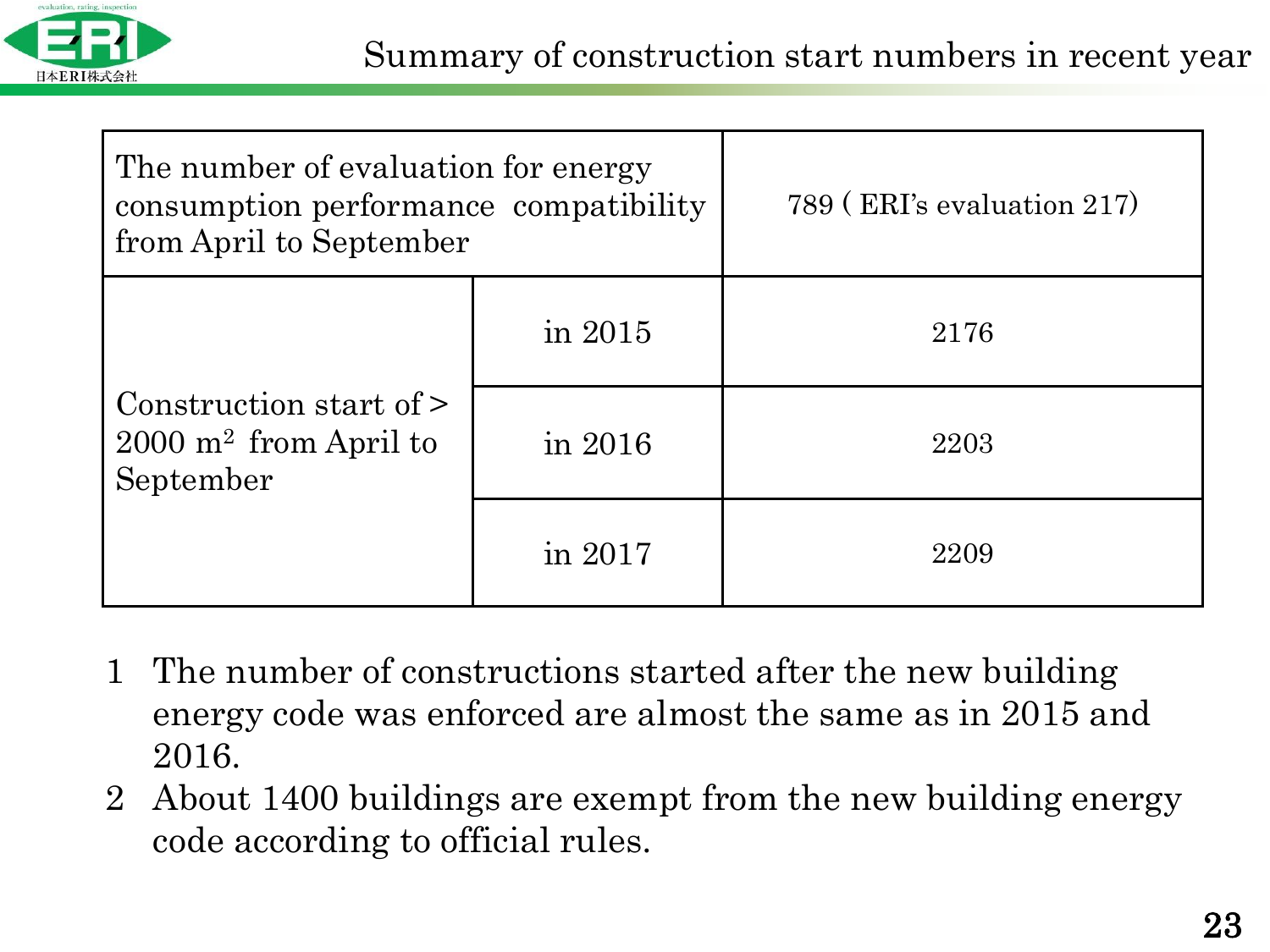# Summary of construction start numbers in recent year

| The number of evaluation for energy consumption performance compatibility from April to September | | 789 ( ERI's evaluation 217) |
|---|---|---|
| Construction start of > 2000 $m^2$ from April to September | in 2015 | 2176 |
| | in 2016 | 2203 |
| | in 2017 | 2209 |

1. The number of constructions started after the new building energy code was enforced are almost the same as in 2015 and 2016.
2. About 1400 buildings are exempt from the new building energy code according to official rules.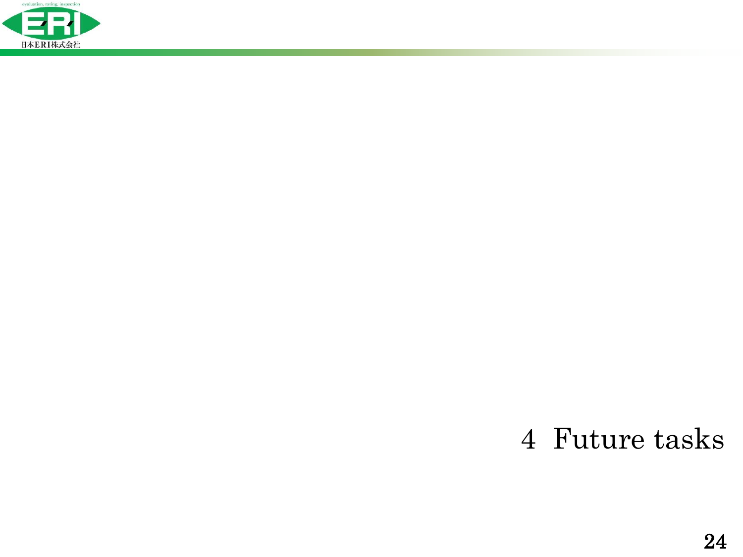# 4 Future tasks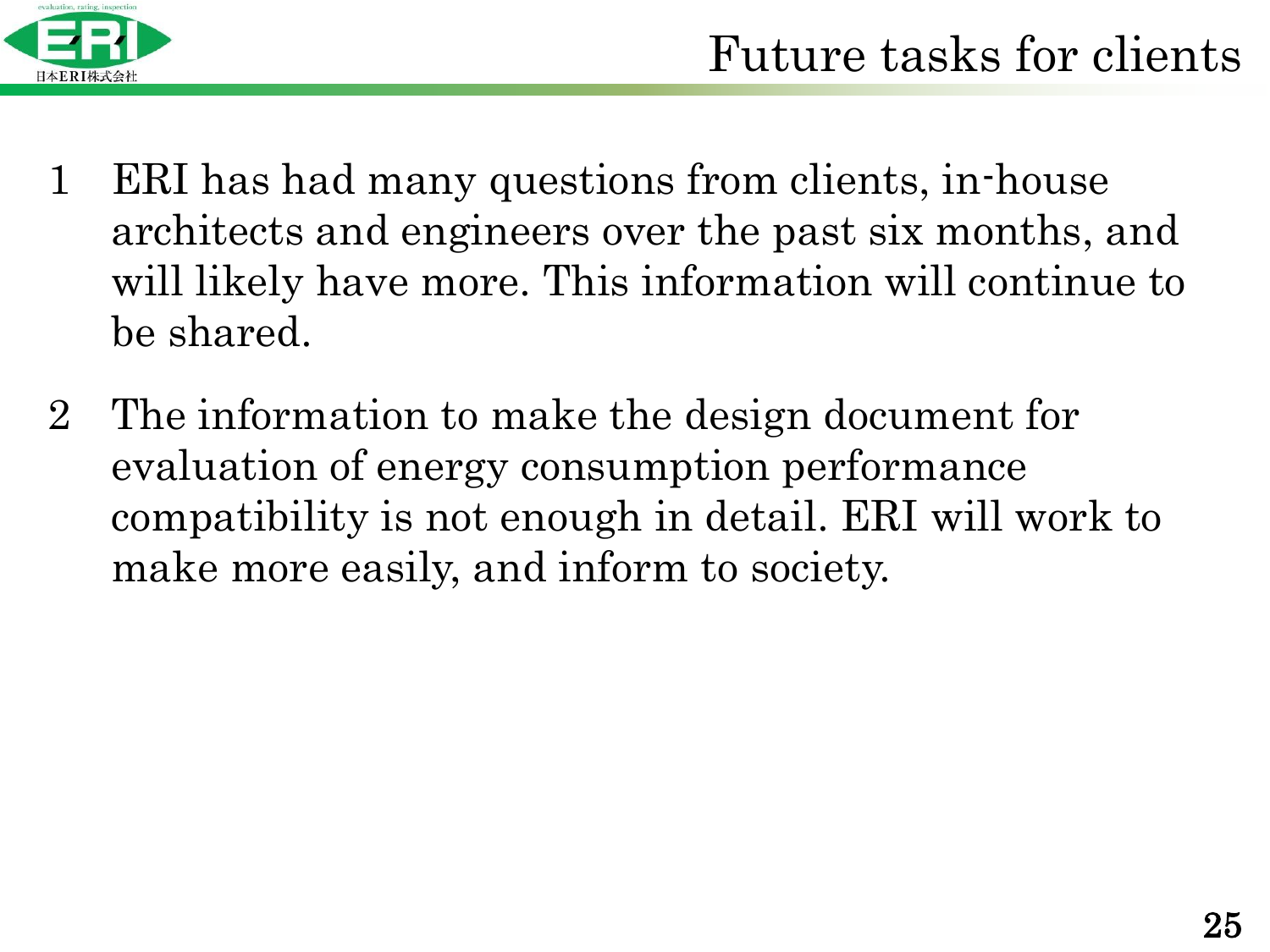# Future tasks for clients

1. ERI has had many questions from clients, in-house architects and engineers over the past six months, and will likely have more. This information will continue to be shared.

2. The information to make the design document for evaluation of energy consumption performance compatibility is not enough in detail. ERI will work to make more easily, and inform to society.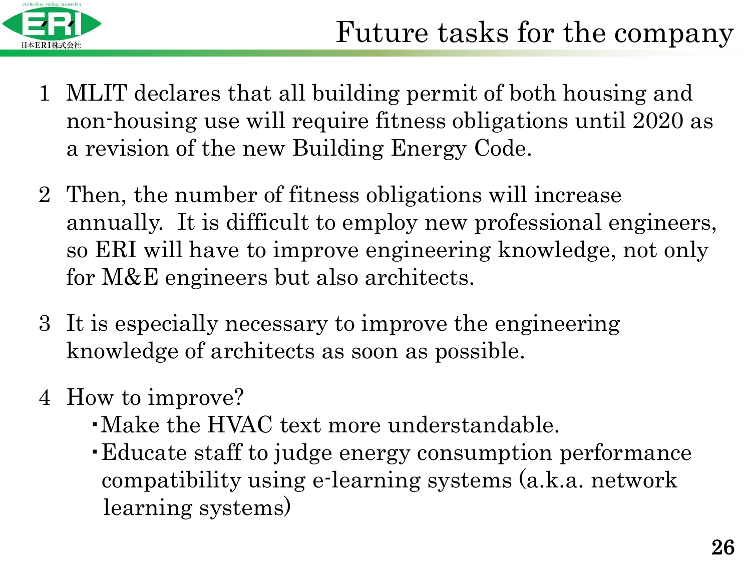# Future tasks for the company

1 MLIT declares that all building permit of both housing and non-housing use will require fitness obligations until 2020 as a revision of the new Building Energy Code.

2 Then, the number of fitness obligations will increase annually. It is difficult to employ new professional engineers, so ERI will have to improve engineering knowledge, not only for M&E engineers but also architects.

3 It is especially necessary to improve the engineering knowledge of architects as soon as possible.

4 How to improve?
  - Make the HVAC text more understandable.
  - Educate staff to judge energy consumption performance compatibility using e-learning systems (a.k.a. network learning systems)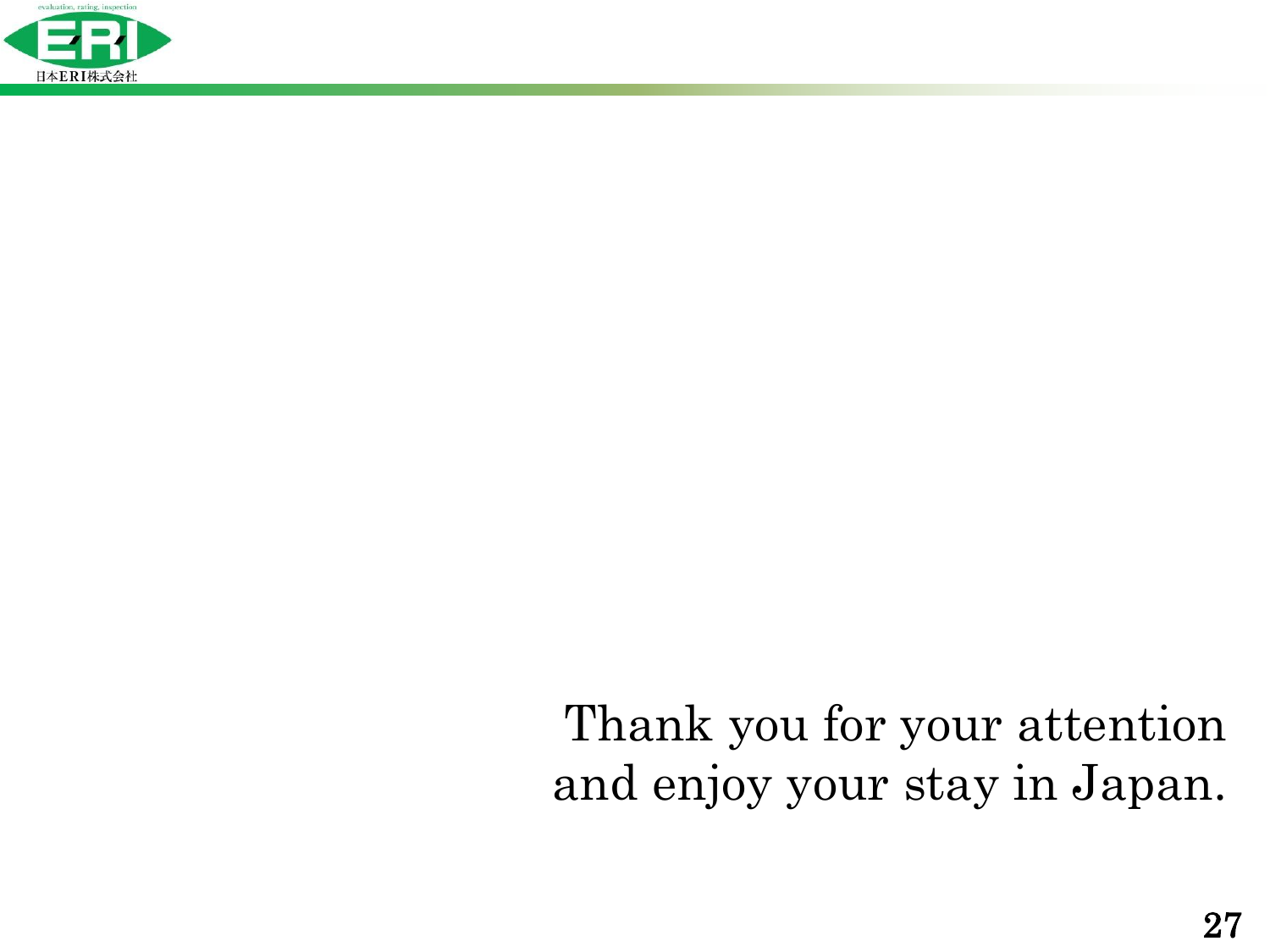Thank you for your attention
and enjoy your stay in Japan.